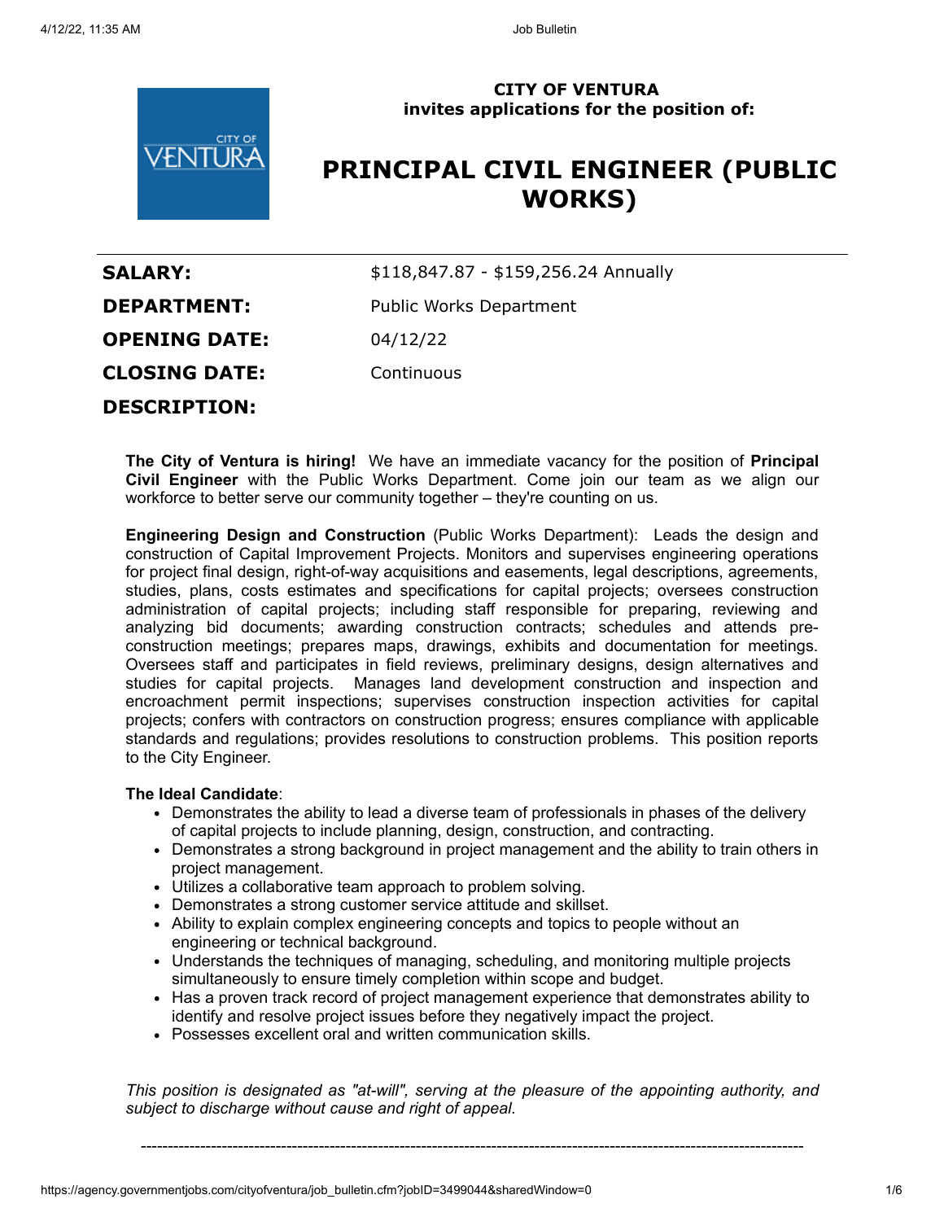**CITY OF VENTURA**
**invites applications for the position of:**

# PRINCIPAL CIVIL ENGINEER (PUBLIC WORKS)

| | |
|---|---|
| **SALARY:** | $118,847.87 - $159,256.24 Annually |
| **DEPARTMENT:** | Public Works Department |
| **OPENING DATE:** | 04/12/22 |
| **CLOSING DATE:** | Continuous |

## DESCRIPTION:

**The City of Ventura is hiring!** We have an immediate vacancy for the position of **Principal Civil Engineer** with the Public Works Department. Come join our team as we align our workforce to better serve our community together – they're counting on us.

**Engineering Design and Construction** (Public Works Department): Leads the design and construction of Capital Improvement Projects. Monitors and supervises engineering operations for project final design, right-of-way acquisitions and easements, legal descriptions, agreements, studies, plans, costs estimates and specifications for capital projects; oversees construction administration of capital projects; including staff responsible for preparing, reviewing and analyzing bid documents; awarding construction contracts; schedules and attends pre-construction meetings; prepares maps, drawings, exhibits and documentation for meetings. Oversees staff and participates in field reviews, preliminary designs, design alternatives and studies for capital projects. Manages land development construction and inspection and encroachment permit inspections; supervises construction inspection activities for capital projects; confers with contractors on construction progress; ensures compliance with applicable standards and regulations; provides resolutions to construction problems. This position reports to the City Engineer.

**The Ideal Candidate**:

- Demonstrates the ability to lead a diverse team of professionals in phases of the delivery of capital projects to include planning, design, construction, and contracting.
- Demonstrates a strong background in project management and the ability to train others in project management.
- Utilizes a collaborative team approach to problem solving.
- Demonstrates a strong customer service attitude and skillset.
- Ability to explain complex engineering concepts and topics to people without an engineering or technical background.
- Understands the techniques of managing, scheduling, and monitoring multiple projects simultaneously to ensure timely completion within scope and budget.
- Has a proven track record of project management experience that demonstrates ability to identify and resolve project issues before they negatively impact the project.
- Possesses excellent oral and written communication skills.

*This position is designated as "at-will", serving at the pleasure of the appointing authority, and subject to discharge without cause and right of appeal.*

---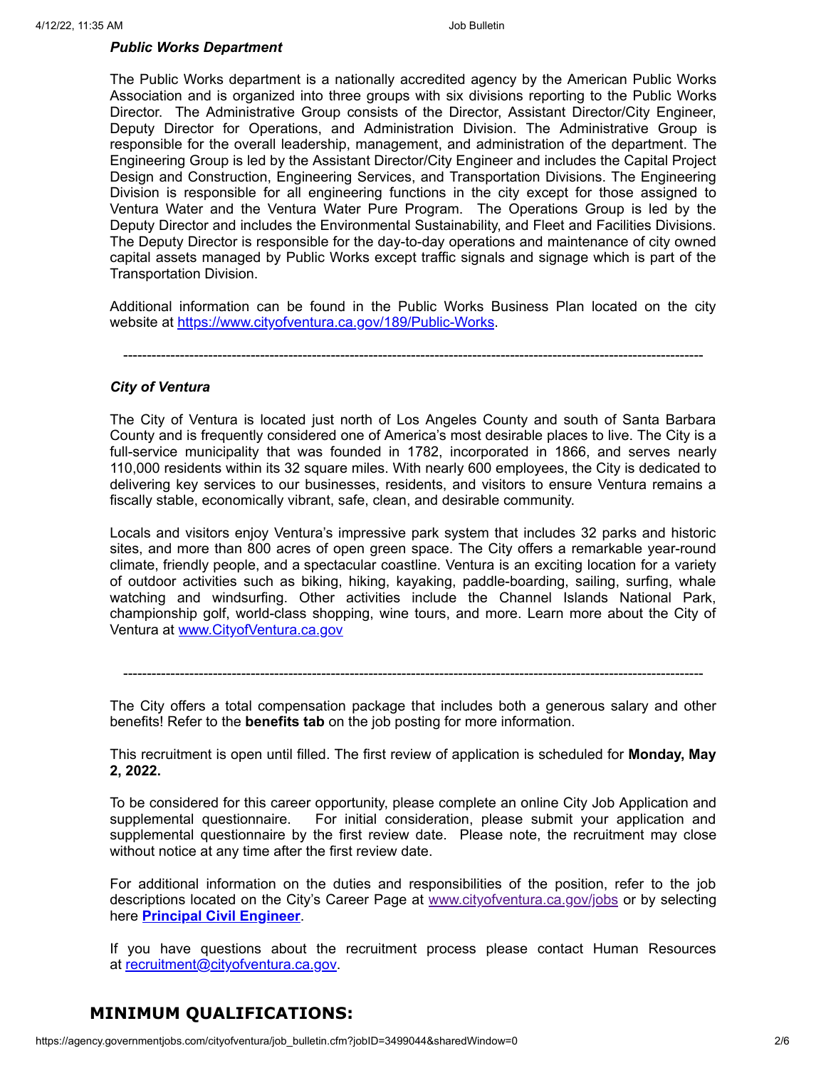***Public Works Department***

The Public Works department is a nationally accredited agency by the American Public Works Association and is organized into three groups with six divisions reporting to the Public Works Director. The Administrative Group consists of the Director, Assistant Director/City Engineer, Deputy Director for Operations, and Administration Division. The Administrative Group is responsible for the overall leadership, management, and administration of the department. The Engineering Group is led by the Assistant Director/City Engineer and includes the Capital Project Design and Construction, Engineering Services, and Transportation Divisions. The Engineering Division is responsible for all engineering functions in the city except for those assigned to Ventura Water and the Ventura Water Pure Program. The Operations Group is led by the Deputy Director and includes the Environmental Sustainability, and Fleet and Facilities Divisions. The Deputy Director is responsible for the day-to-day operations and maintenance of city owned capital assets managed by Public Works except traffic signals and signage which is part of the Transportation Division.

Additional information can be found in the Public Works Business Plan located on the city website at [https://www.cityofventura.ca.gov/189/Public-Works](https://www.cityofventura.ca.gov/189/Public-Works).

---

***City of Ventura***

The City of Ventura is located just north of Los Angeles County and south of Santa Barbara County and is frequently considered one of America's most desirable places to live. The City is a full-service municipality that was founded in 1782, incorporated in 1866, and serves nearly 110,000 residents within its 32 square miles. With nearly 600 employees, the City is dedicated to delivering key services to our businesses, residents, and visitors to ensure Ventura remains a fiscally stable, economically vibrant, safe, clean, and desirable community.

Locals and visitors enjoy Ventura's impressive park system that includes 32 parks and historic sites, and more than 800 acres of open green space. The City offers a remarkable year-round climate, friendly people, and a spectacular coastline. Ventura is an exciting location for a variety of outdoor activities such as biking, hiking, kayaking, paddle-boarding, sailing, surfing, whale watching and windsurfing. Other activities include the Channel Islands National Park, championship golf, world-class shopping, wine tours, and more. Learn more about the City of Ventura at [www.CityofVentura.ca.gov](http://www.CityofVentura.ca.gov)

---

The City offers a total compensation package that includes both a generous salary and other benefits! Refer to the **benefits tab** on the job posting for more information.

This recruitment is open until filled. The first review of application is scheduled for **Monday, May 2, 2022.**

To be considered for this career opportunity, please complete an online City Job Application and supplemental questionnaire. For initial consideration, please submit your application and supplemental questionnaire by the first review date. Please note, the recruitment may close without notice at any time after the first review date.

For additional information on the duties and responsibilities of the position, refer to the job descriptions located on the City's Career Page at [www.cityofventura.ca.gov/jobs](http://www.cityofventura.ca.gov/jobs) or by selecting here **Principal Civil Engineer**.

If you have questions about the recruitment process please contact Human Resources at [recruitment@cityofventura.ca.gov](mailto:recruitment@cityofventura.ca.gov).

## MINIMUM QUALIFICATIONS: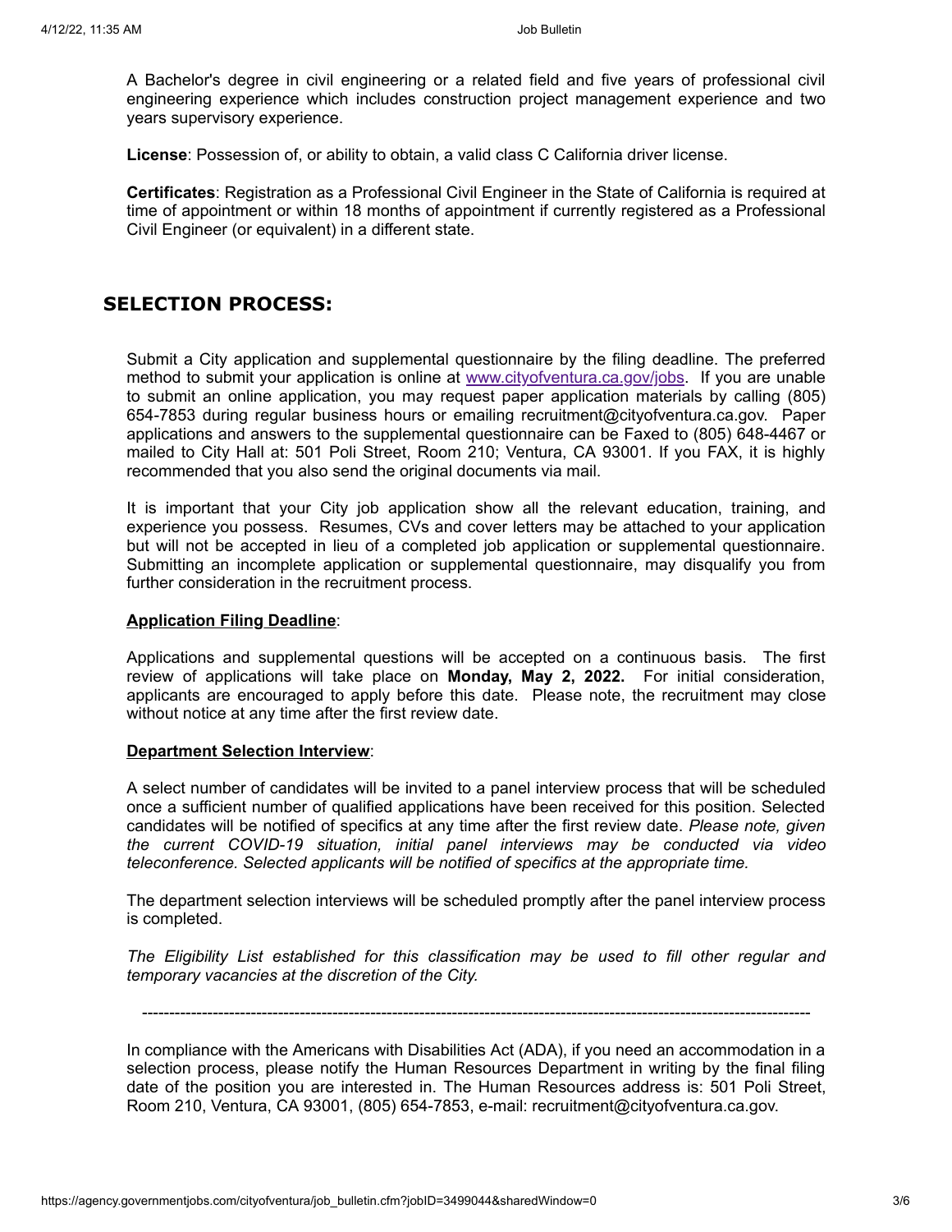A Bachelor's degree in civil engineering or a related field and five years of professional civil engineering experience which includes construction project management experience and two years supervisory experience.

**License**: Possession of, or ability to obtain, a valid class C California driver license.

**Certificates**: Registration as a Professional Civil Engineer in the State of California is required at time of appointment or within 18 months of appointment if currently registered as a Professional Civil Engineer (or equivalent) in a different state.

## SELECTION PROCESS:

Submit a City application and supplemental questionnaire by the filing deadline. The preferred method to submit your application is online at [www.cityofventura.ca.gov/jobs](www.cityofventura.ca.gov/jobs). If you are unable to submit an online application, you may request paper application materials by calling (805) 654-7853 during regular business hours or emailing recruitment@cityofventura.ca.gov. Paper applications and answers to the supplemental questionnaire can be Faxed to (805) 648-4467 or mailed to City Hall at: 501 Poli Street, Room 210; Ventura, CA 93001. If you FAX, it is highly recommended that you also send the original documents via mail.

It is important that your City job application show all the relevant education, training, and experience you possess. Resumes, CVs and cover letters may be attached to your application but will not be accepted in lieu of a completed job application or supplemental questionnaire. Submitting an incomplete application or supplemental questionnaire, may disqualify you from further consideration in the recruitment process.

**Application Filing Deadline**:

Applications and supplemental questions will be accepted on a continuous basis. The first review of applications will take place on **Monday, May 2, 2022.** For initial consideration, applicants are encouraged to apply before this date. Please note, the recruitment may close without notice at any time after the first review date.

**Department Selection Interview**:

A select number of candidates will be invited to a panel interview process that will be scheduled once a sufficient number of qualified applications have been received for this position. Selected candidates will be notified of specifics at any time after the first review date. *Please note, given the current COVID-19 situation, initial panel interviews may be conducted via video teleconference. Selected applicants will be notified of specifics at the appropriate time.*

The department selection interviews will be scheduled promptly after the panel interview process is completed.

*The Eligibility List established for this classification may be used to fill other regular and temporary vacancies at the discretion of the City.*

---

In compliance with the Americans with Disabilities Act (ADA), if you need an accommodation in a selection process, please notify the Human Resources Department in writing by the final filing date of the position you are interested in. The Human Resources address is: 501 Poli Street, Room 210, Ventura, CA 93001, (805) 654-7853, e-mail: recruitment@cityofventura.ca.gov.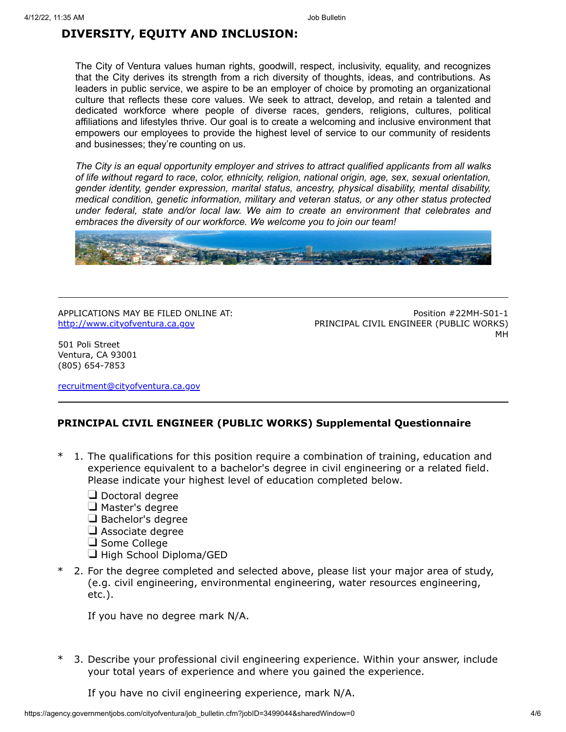## DIVERSITY, EQUITY AND INCLUSION:

The City of Ventura values human rights, goodwill, respect, inclusivity, equality, and recognizes that the City derives its strength from a rich diversity of thoughts, ideas, and contributions. As leaders in public service, we aspire to be an employer of choice by promoting an organizational culture that reflects these core values. We seek to attract, develop, and retain a talented and dedicated workforce where people of diverse races, genders, religions, cultures, political affiliations and lifestyles thrive. Our goal is to create a welcoming and inclusive environment that empowers our employees to provide the highest level of service to our community of residents and businesses; they're counting on us.

*The City is an equal opportunity employer and strives to attract qualified applicants from all walks of life without regard to race, color, ethnicity, religion, national origin, age, sex, sexual orientation, gender identity, gender expression, marital status, ancestry, physical disability, mental disability, medical condition, genetic information, military and veteran status, or any other status protected under federal, state and/or local law. We aim to create an environment that celebrates and embraces the diversity of our workforce. We welcome you to join our team!*

---

APPLICATIONS MAY BE FILED ONLINE AT:
http://www.cityofventura.ca.gov

501 Poli Street
Ventura, CA 93001
(805) 654-7853

recruitment@cityofventura.ca.gov

Position #22MH-S01-1
PRINCIPAL CIVIL ENGINEER (PUBLIC WORKS)
MH

---

### PRINCIPAL CIVIL ENGINEER (PUBLIC WORKS) Supplemental Questionnaire

\* 1. The qualifications for this position require a combination of training, education and experience equivalent to a bachelor's degree in civil engineering or a related field. Please indicate your highest level of education completed below.

- ❑ Doctoral degree
- ❑ Master's degree
- ❑ Bachelor's degree
- ❑ Associate degree
- ❑ Some College
- ❑ High School Diploma/GED

\* 2. For the degree completed and selected above, please list your major area of study, (e.g. civil engineering, environmental engineering, water resources engineering, etc.).

If you have no degree mark N/A.

\* 3. Describe your professional civil engineering experience. Within your answer, include your total years of experience and where you gained the experience.

If you have no civil engineering experience, mark N/A.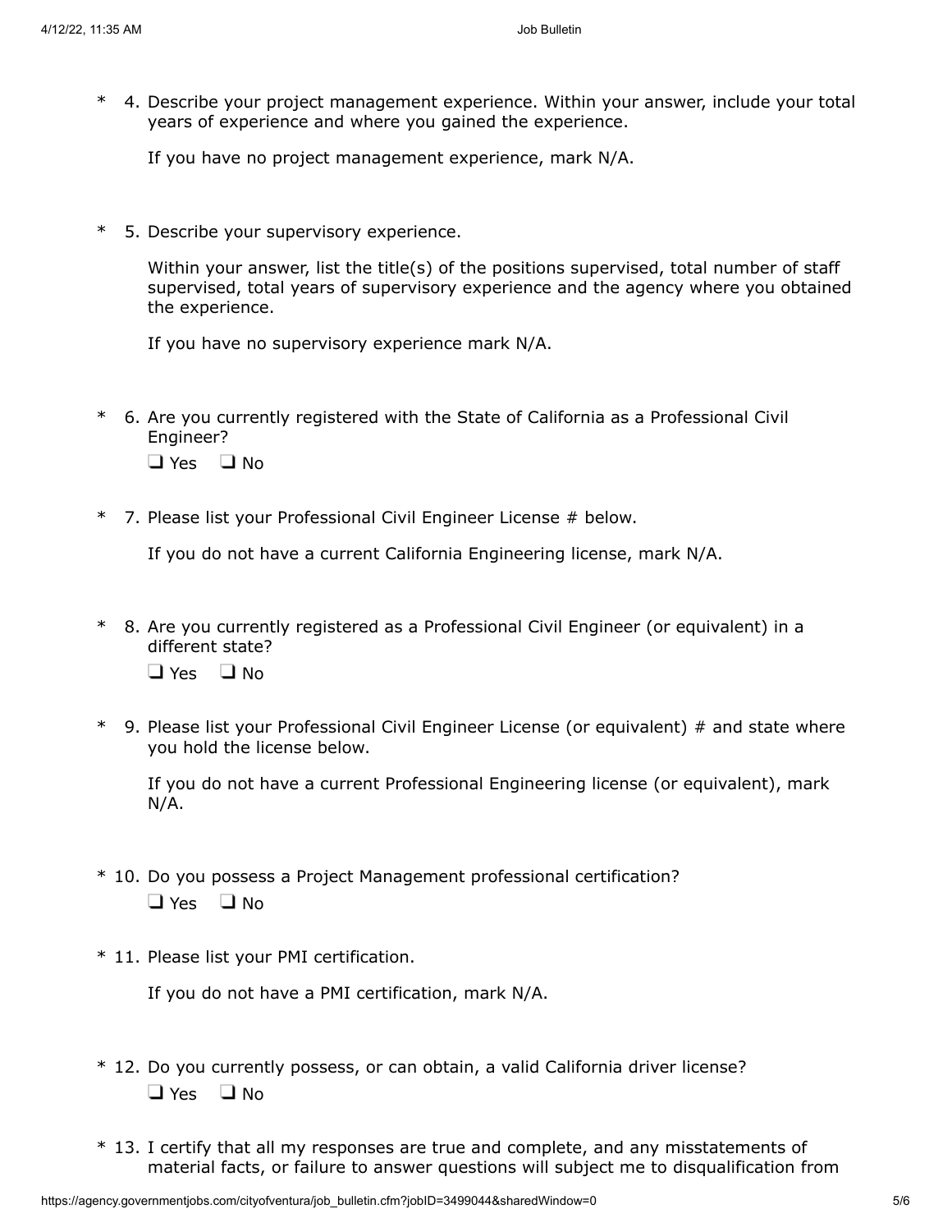\* 4. Describe your project management experience. Within your answer, include your total years of experience and where you gained the experience.

If you have no project management experience, mark N/A.

\* 5. Describe your supervisory experience.

Within your answer, list the title(s) of the positions supervised, total number of staff supervised, total years of supervisory experience and the agency where you obtained the experience.

If you have no supervisory experience mark N/A.

\* 6. Are you currently registered with the State of California as a Professional Civil Engineer?

❑ Yes ❑ No

\* 7. Please list your Professional Civil Engineer License # below.

If you do not have a current California Engineering license, mark N/A.

\* 8. Are you currently registered as a Professional Civil Engineer (or equivalent) in a different state?

❑ Yes ❑ No

\* 9. Please list your Professional Civil Engineer License (or equivalent) # and state where you hold the license below.

If you do not have a current Professional Engineering license (or equivalent), mark N/A.

\* 10. Do you possess a Project Management professional certification?

❑ Yes ❑ No

\* 11. Please list your PMI certification.

If you do not have a PMI certification, mark N/A.

\* 12. Do you currently possess, or can obtain, a valid California driver license?

❑ Yes ❑ No

\* 13. I certify that all my responses are true and complete, and any misstatements of material facts, or failure to answer questions will subject me to disqualification from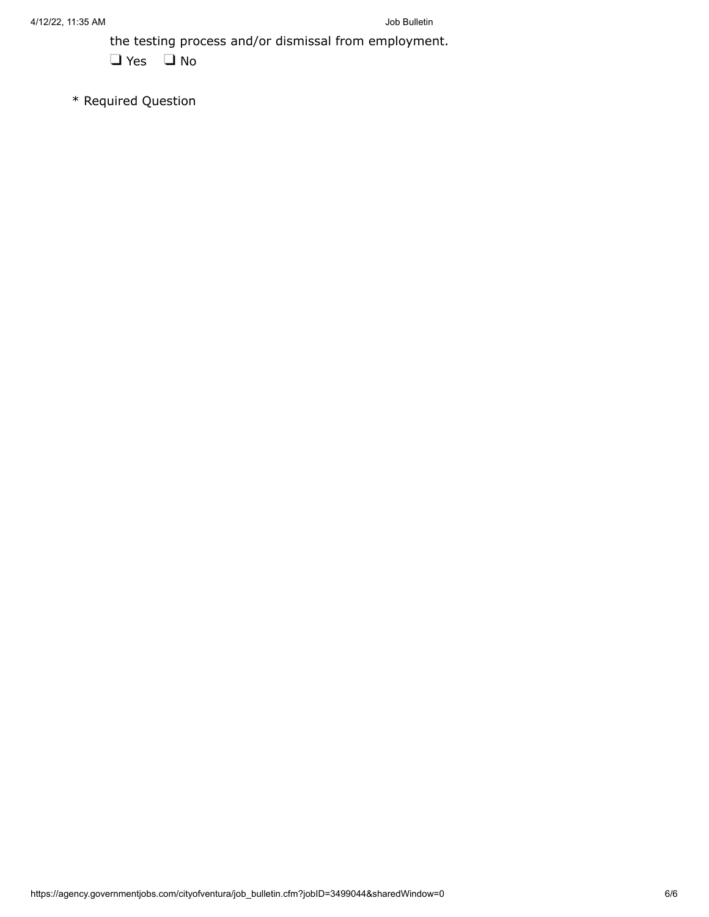the testing process and/or dismissal from employment.

❑ Yes ❑ No

* Required Question